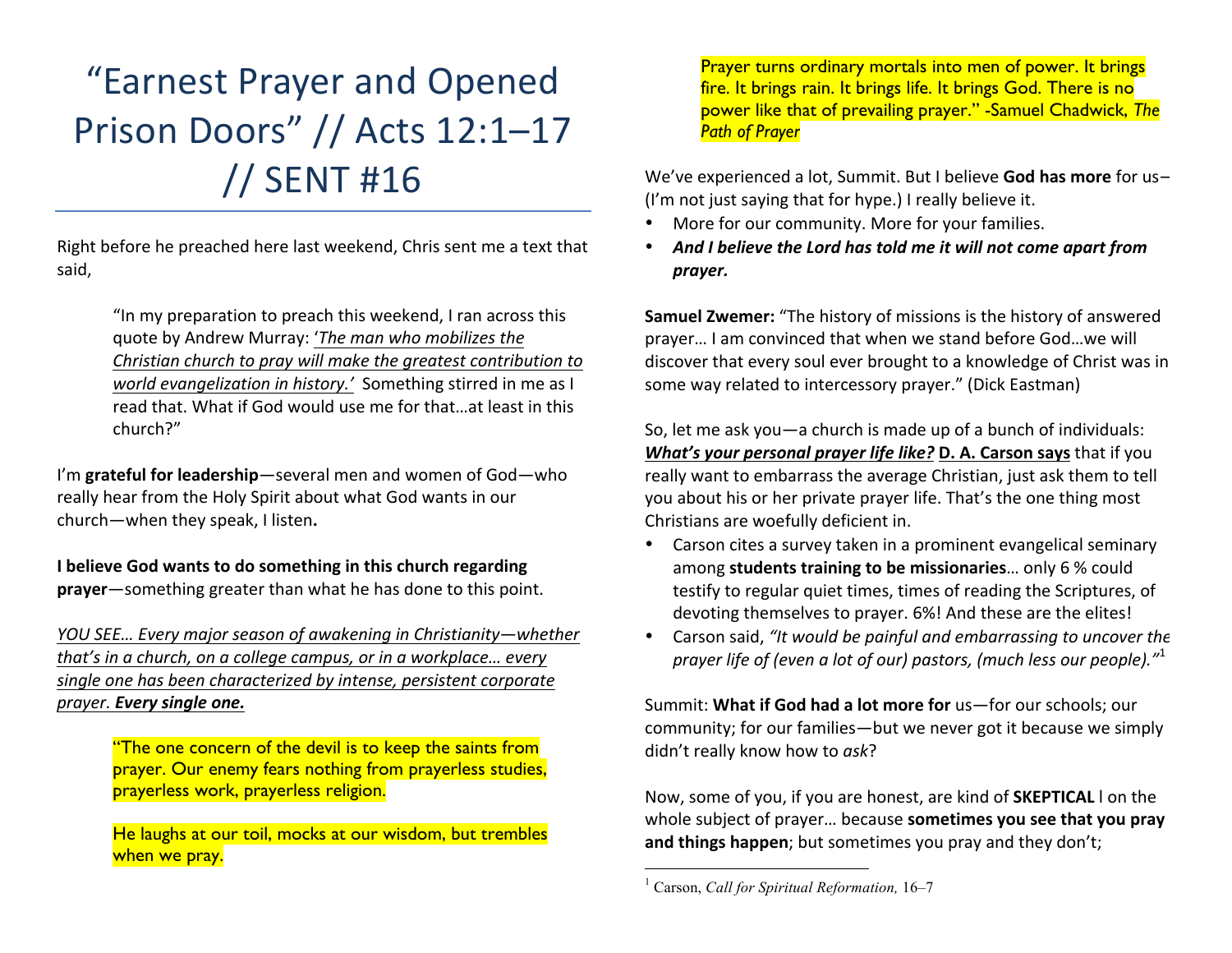# "Earnest Prayer and Opened Prison Doors" // Acts 12:1–17 // SENT #16

Right before he preached here last weekend, Chris sent me a text that said,

> "In my preparation to preach this weekend, I ran across this quote by Andrew Murray: *'The man who mobilizes the Christian church to pray will make the greatest contribution to world evangelization in history.'* Something stirred in me as I read that. What if God would use me for that…at least in this church?"

I'm **grateful for leadership**—several men and women of God—who really hear from the Holy Spirit about what God wants in our church—when they speak, I listen**.**

**I believe God wants to do something in this church regarding prayer**—something greater than what he has done to this point.

*YOU SEE… Every major season of awakening in Christianity—whether that's in a church, on a college campus, or in a workplace… every single one has been characterized by intense, persistent corporate prayer.* ***Every single one.***

> "The one concern of the devil is to keep the saints from prayer. Our enemy fears nothing from prayerless studies, prayerless work, prayerless religion.
>
> He laughs at our toil, mocks at our wisdom, but trembles when we pray.
>
> Prayer turns ordinary mortals into men of power. It brings fire. It brings rain. It brings life. It brings God. There is no power like that of prevailing prayer." -Samuel Chadwick, *The Path of Prayer*

We've experienced a lot, Summit. But I believe **God has more** for us– (I'm not just saying that for hype.) I really believe it.

- More for our community. More for your families.
- ***And I believe the Lord has told me it will not come apart from prayer.***

**Samuel Zwemer:** "The history of missions is the history of answered prayer… I am convinced that when we stand before God…we will discover that every soul ever brought to a knowledge of Christ was in some way related to intercessory prayer." (Dick Eastman)

So, let me ask you—a church is made up of a bunch of individuals: ***What's your personal prayer life like?*** **D. A. Carson says** that if you really want to embarrass the average Christian, just ask them to tell you about his or her private prayer life. That's the one thing most Christians are woefully deficient in.

- Carson cites a survey taken in a prominent evangelical seminary among **students training to be missionaries**… only 6 % could testify to regular quiet times, times of reading the Scriptures, of devoting themselves to prayer. 6%! And these are the elites!
- Carson said, *"It would be painful and embarrassing to uncover the prayer life of (even a lot of our) pastors, (much less our people)."*[1]

Summit: **What if God had a lot more for** us—for our schools; our community; for our families—but we never got it because we simply didn't really know how to *ask*?

Now, some of you, if you are honest, are kind of **SKEPTICAL** l on the whole subject of prayer… because **sometimes you see that you pray and things happen**; but sometimes you pray and they don't;

---

[1] Carson, *Call for Spiritual Reformation,* 16–7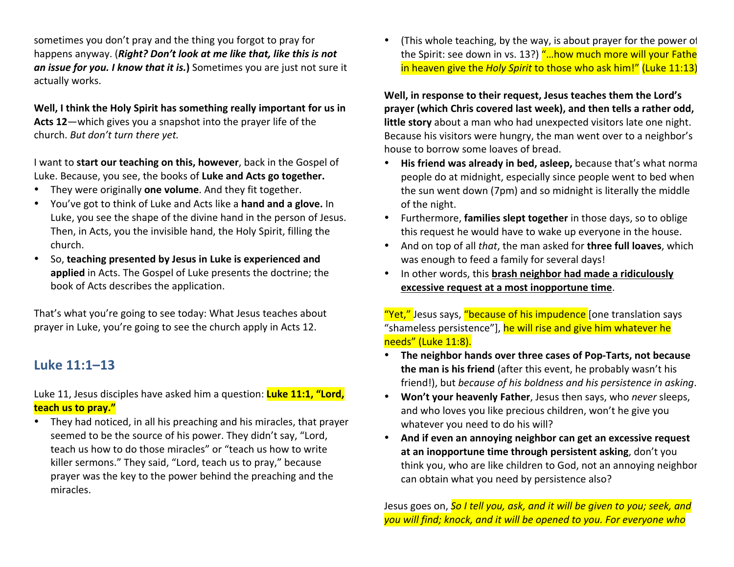sometimes you don't pray and the thing you forgot to pray for happens anyway. (***Right? Don't look at me like that, like this is not an issue for you. I know that it is.***) Sometimes you are just not sure it actually works.

**Well, I think the Holy Spirit has something really important for us in Acts 12**—which gives you a snapshot into the prayer life of the church. *But don't turn there yet.*

I want to **start our teaching on this, however**, back in the Gospel of Luke. Because, you see, the books of **Luke and Acts go together.**

- They were originally **one volume**. And they fit together.
- You've got to think of Luke and Acts like a **hand and a glove.** In Luke, you see the shape of the divine hand in the person of Jesus. Then, in Acts, you the invisible hand, the Holy Spirit, filling the church.
- So, **teaching presented by Jesus in Luke is experienced and applied** in Acts. The Gospel of Luke presents the doctrine; the book of Acts describes the application.

That's what you're going to see today: What Jesus teaches about prayer in Luke, you're going to see the church apply in Acts 12.

## Luke 11:1–13

Luke 11, Jesus disciples have asked him a question: **Luke 11:1, "Lord, teach us to pray."**

- They had noticed, in all his preaching and his miracles, that prayer seemed to be the source of his power. They didn't say, "Lord, teach us how to do those miracles" or "teach us how to write killer sermons." They said, "Lord, teach us to pray," because prayer was the key to the power behind the preaching and the miracles.
- (This whole teaching, by the way, is about prayer for the power of the Spirit: see down in vs. 13?) "…how much more will your Father in heaven give the *Holy Spirit* to those who ask him!" (Luke 11:13)

**Well, in response to their request, Jesus teaches them the Lord's prayer (which Chris covered last week), and then tells a rather odd, little story** about a man who had unexpected visitors late one night. Because his visitors were hungry, the man went over to a neighbor's house to borrow some loaves of bread.

- **His friend was already in bed, asleep,** because that's what normal people do at midnight, especially since people went to bed when the sun went down (7pm) and so midnight is literally the middle of the night.
- Furthermore, **families slept together** in those days, so to oblige this request he would have to wake up everyone in the house.
- And on top of all *that*, the man asked for **three full loaves**, which was enough to feed a family for several days!
- In other words, this **brash neighbor had made a ridiculously excessive request at a most inopportune time**.

"Yet," Jesus says, "because of his impudence [one translation says "shameless persistence"], he will rise and give him whatever he needs" (Luke 11:8).

- **The neighbor hands over three cases of Pop-Tarts, not because the man is his friend** (after this event, he probably wasn't his friend!), but *because of his boldness and his persistence in asking*.
- **Won't your heavenly Father**, Jesus then says, who *never* sleeps, and who loves you like precious children, won't he give you whatever you need to do his will?
- **And if even an annoying neighbor can get an excessive request at an inopportune time through persistent asking**, don't you think you, who are like children to God, not an annoying neighbor can obtain what you need by persistence also?

Jesus goes on, ***So I tell you, ask, and it will be given to you; seek, and you will find; knock, and it will be opened to you. For everyone who***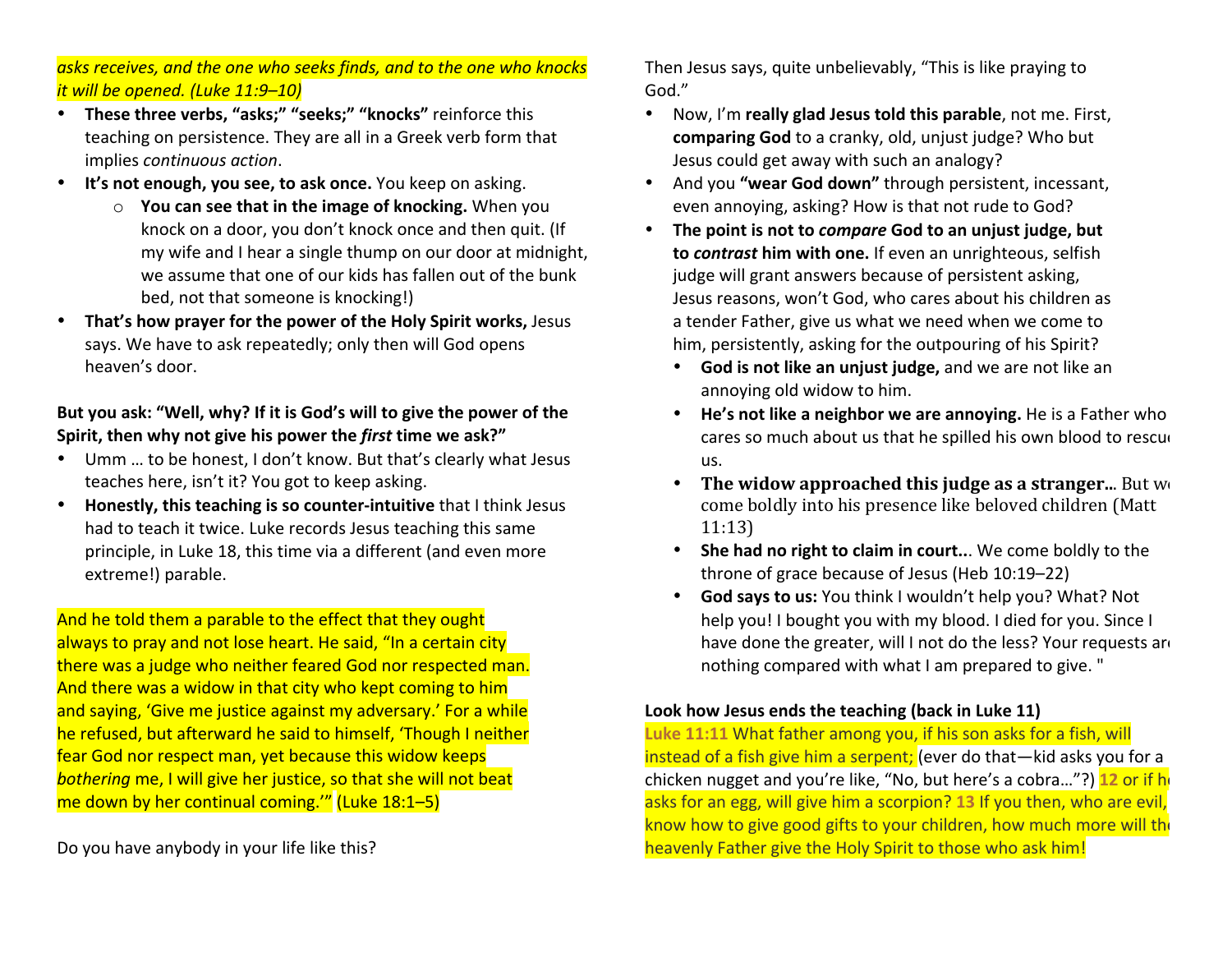*asks receives, and the one who seeks finds, and to the one who knocks it will be opened. (Luke 11:9–10)*

- **These three verbs, "asks;" "seeks;" "knocks"** reinforce this teaching on persistence. They are all in a Greek verb form that implies *continuous action*.
- **It's not enough, you see, to ask once.** You keep on asking.
    - **You can see that in the image of knocking.** When you knock on a door, you don't knock once and then quit. (If my wife and I hear a single thump on our door at midnight, we assume that one of our kids has fallen out of the bunk bed, not that someone is knocking!)
- **That's how prayer for the power of the Holy Spirit works,** Jesus says. We have to ask repeatedly; only then will God opens heaven's door.

**But you ask: "Well, why? If it is God's will to give the power of the Spirit, then why not give his power the *first* time we ask?"**

- Umm … to be honest, I don't know. But that's clearly what Jesus teaches here, isn't it? You got to keep asking.
- **Honestly, this teaching is so counter-intuitive** that I think Jesus had to teach it twice. Luke records Jesus teaching this same principle, in Luke 18, this time via a different (and even more extreme!) parable.

And he told them a parable to the effect that they ought always to pray and not lose heart. He said, "In a certain city there was a judge who neither feared God nor respected man. And there was a widow in that city who kept coming to him and saying, 'Give me justice against my adversary.' For a while he refused, but afterward he said to himself, 'Though I neither fear God nor respect man, yet because this widow keeps *bothering* me, I will give her justice, so that she will not beat me down by her continual coming.'" (Luke 18:1–5)

Do you have anybody in your life like this?

Then Jesus says, quite unbelievably, "This is like praying to God."

- Now, I'm **really glad Jesus told this parable**, not me. First, **comparing God** to a cranky, old, unjust judge? Who but Jesus could get away with such an analogy?
- And you **"wear God down"** through persistent, incessant, even annoying, asking? How is that not rude to God?
- **The point is not to *compare* God to an unjust judge, but to *contrast* him with one.** If even an unrighteous, selfish judge will grant answers because of persistent asking, Jesus reasons, won't God, who cares about his children as a tender Father, give us what we need when we come to him, persistently, asking for the outpouring of his Spirit?
    - **God is not like an unjust judge,** and we are not like an annoying old widow to him.
    - **He's not like a neighbor we are annoying.** He is a Father who cares so much about us that he spilled his own blood to rescue us.
    - **The widow approached this judge as a stranger…** But we come boldly into his presence like beloved children (Matt 11:13)
    - **She had no right to claim in court..**. We come boldly to the throne of grace because of Jesus (Heb 10:19–22)
    - **God says to us:** You think I wouldn't help you? What? Not help you! I bought you with my blood. I died for you. Since I have done the greater, will I not do the less? Your requests are nothing compared with what I am prepared to give. "

**Look how Jesus ends the teaching (back in Luke 11)**

**Luke 11:11** What father among you, if his son asks for a fish, will instead of a fish give him a serpent; (ever do that—kid asks you for a chicken nugget and you're like, "No, but here's a cobra…"?) **12** or if he asks for an egg, will give him a scorpion? **13** If you then, who are evil, know how to give good gifts to your children, how much more will the heavenly Father give the Holy Spirit to those who ask him!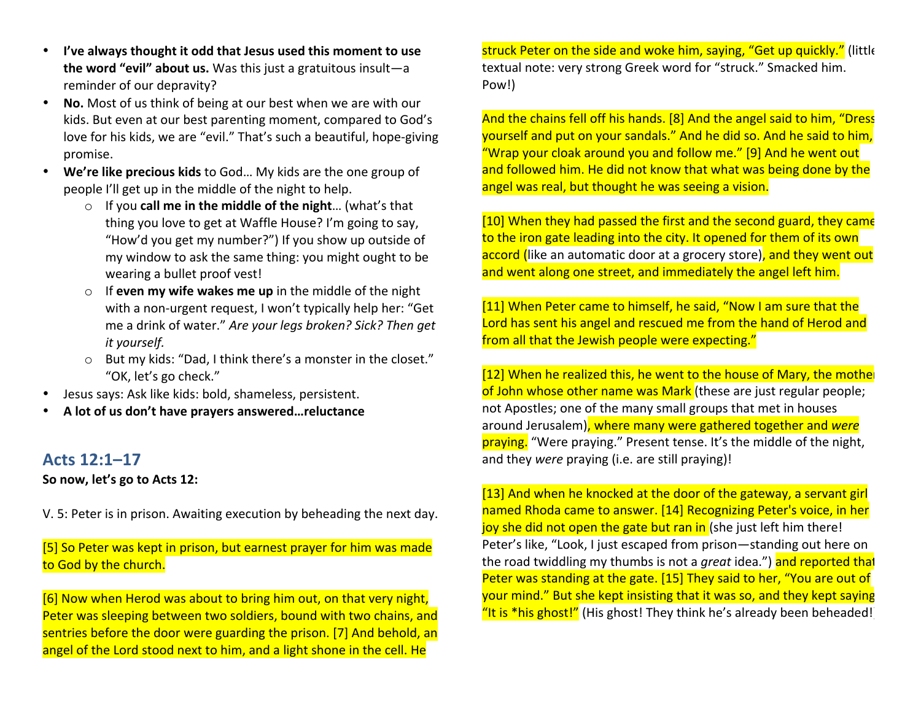- **I've always thought it odd that Jesus used this moment to use the word "evil" about us.** Was this just a gratuitous insult—a reminder of our depravity?
- **No.** Most of us think of being at our best when we are with our kids. But even at our best parenting moment, compared to God's love for his kids, we are "evil." That's such a beautiful, hope-giving promise.
- **We're like precious kids** to God… My kids are the one group of people I'll get up in the middle of the night to help.
  - If you **call me in the middle of the night**… (what's that thing you love to get at Waffle House? I'm going to say, "How'd you get my number?") If you show up outside of my window to ask the same thing: you might ought to be wearing a bullet proof vest!
  - If **even my wife wakes me up** in the middle of the night with a non-urgent request, I won't typically help her: "Get me a drink of water." *Are your legs broken? Sick? Then get it yourself.*
  - But my kids: "Dad, I think there's a monster in the closet." "OK, let's go check."
- Jesus says: Ask like kids: bold, shameless, persistent.
- **A lot of us don't have prayers answered…reluctance**

## Acts 12:1–17

**So now, let's go to Acts 12:**

V. 5: Peter is in prison. Awaiting execution by beheading the next day.

[5] So Peter was kept in prison, but earnest prayer for him was made to God by the church.

[6] Now when Herod was about to bring him out, on that very night, Peter was sleeping between two soldiers, bound with two chains, and sentries before the door were guarding the prison. [7] And behold, an angel of the Lord stood next to him, and a light shone in the cell. He struck Peter on the side and woke him, saying, "Get up quickly." (little textual note: very strong Greek word for "struck." Smacked him. Pow!)

And the chains fell off his hands. [8] And the angel said to him, "Dress yourself and put on your sandals." And he did so. And he said to him, "Wrap your cloak around you and follow me." [9] And he went out and followed him. He did not know that what was being done by the angel was real, but thought he was seeing a vision.

[10] When they had passed the first and the second guard, they came to the iron gate leading into the city. It opened for them of its own accord (like an automatic door at a grocery store), and they went out and went along one street, and immediately the angel left him.

[11] When Peter came to himself, he said, "Now I am sure that the Lord has sent his angel and rescued me from the hand of Herod and from all that the Jewish people were expecting."

[12] When he realized this, he went to the house of Mary, the mother of John whose other name was Mark (these are just regular people; not Apostles; one of the many small groups that met in houses around Jerusalem), where many were gathered together and *were* praying. "Were praying." Present tense. It's the middle of the night, and they *were* praying (i.e. are still praying)!

[13] And when he knocked at the door of the gateway, a servant girl named Rhoda came to answer. [14] Recognizing Peter's voice, in her joy she did not open the gate but ran in (she just left him there! Peter's like, "Look, I just escaped from prison—standing out here on the road twiddling my thumbs is not a *great* idea.") and reported that Peter was standing at the gate. [15] They said to her, "You are out of your mind." But she kept insisting that it was so, and they kept saying, "It is *his ghost!" (His ghost! They think he's already been beheaded!)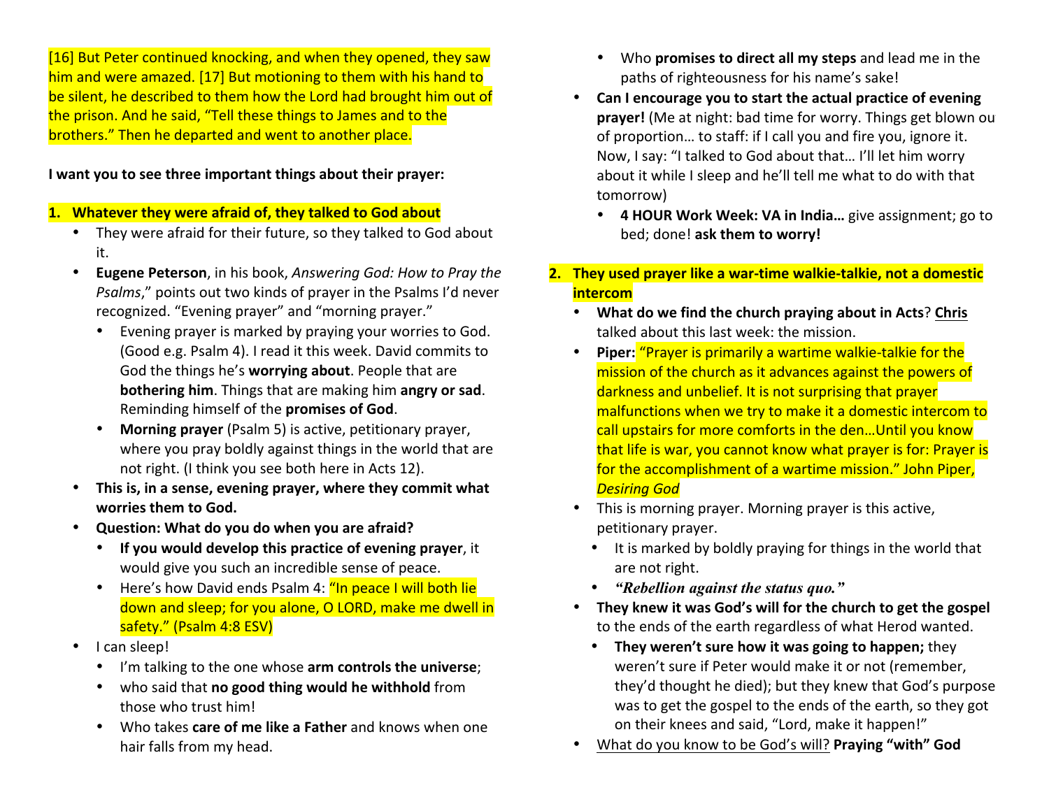[16] But Peter continued knocking, and when they opened, they saw him and were amazed. [17] But motioning to them with his hand to be silent, he described to them how the Lord had brought him out of the prison. And he said, "Tell these things to James and to the brothers." Then he departed and went to another place.

**I want you to see three important things about their prayer:**

1. **Whatever they were afraid of, they talked to God about**
   - They were afraid for their future, so they talked to God about it.
   - **Eugene Peterson**, in his book, *Answering God: How to Pray the Psalms*," points out two kinds of prayer in the Psalms I'd never recognized. "Evening prayer" and "morning prayer."
     - Evening prayer is marked by praying your worries to God. (Good e.g. Psalm 4). I read it this week. David commits to God the things he's **worrying about**. People that are **bothering him**. Things that are making him **angry or sad**. Reminding himself of the **promises of God**.
     - **Morning prayer** (Psalm 5) is active, petitionary prayer, where you pray boldly against things in the world that are not right. (I think you see both here in Acts 12).
   - **This is, in a sense, evening prayer, where they commit what worries them to God.**
   - **Question: What do you do when you are afraid?**
     - **If you would develop this practice of evening prayer**, it would give you such an incredible sense of peace.
     - Here's how David ends Psalm 4: "In peace I will both lie down and sleep; for you alone, O LORD, make me dwell in safety." (Psalm 4:8 ESV)
   - I can sleep!
     - I'm talking to the one whose **arm controls the universe**;
     - who said that **no good thing would he withhold** from those who trust him!
     - Who takes **care of me like a Father** and knows when one hair falls from my head.
     - Who **promises to direct all my steps** and lead me in the paths of righteousness for his name's sake!
   - **Can I encourage you to start the actual practice of evening prayer!** (Me at night: bad time for worry. Things get blown ou of proportion… to staff: if I call you and fire you, ignore it. Now, I say: "I talked to God about that… I'll let him worry about it while I sleep and he'll tell me what to do with that tomorrow)
     - **4 HOUR Work Week: VA in India…** give assignment; go to bed; done! **ask them to worry!**

2. **They used prayer like a war-time walkie-talkie, not a domestic intercom**
   - **What do we find the church praying about in Acts**? **<u>Chris</u>** talked about this last week: the mission.
   - **Piper:** "Prayer is primarily a wartime walkie-talkie for the mission of the church as it advances against the powers of darkness and unbelief. It is not surprising that prayer malfunctions when we try to make it a domestic intercom to call upstairs for more comforts in the den…Until you know that life is war, you cannot know what prayer is for: Prayer is for the accomplishment of a wartime mission." John Piper, *Desiring God*
   - This is morning prayer. Morning prayer is this active, petitionary prayer.
     - It is marked by boldly praying for things in the world that are not right.
     - ***"Rebellion against the status quo."***
   - **They knew it was God's will for the church to get the gospel** to the ends of the earth regardless of what Herod wanted.
     - **They weren't sure how it was going to happen;** they weren't sure if Peter would make it or not (remember, they'd thought he died); but they knew that God's purpose was to get the gospel to the ends of the earth, so they got on their knees and said, "Lord, make it happen!"
   - <u>What do you know to be God's will?</u> **Praying "with" God**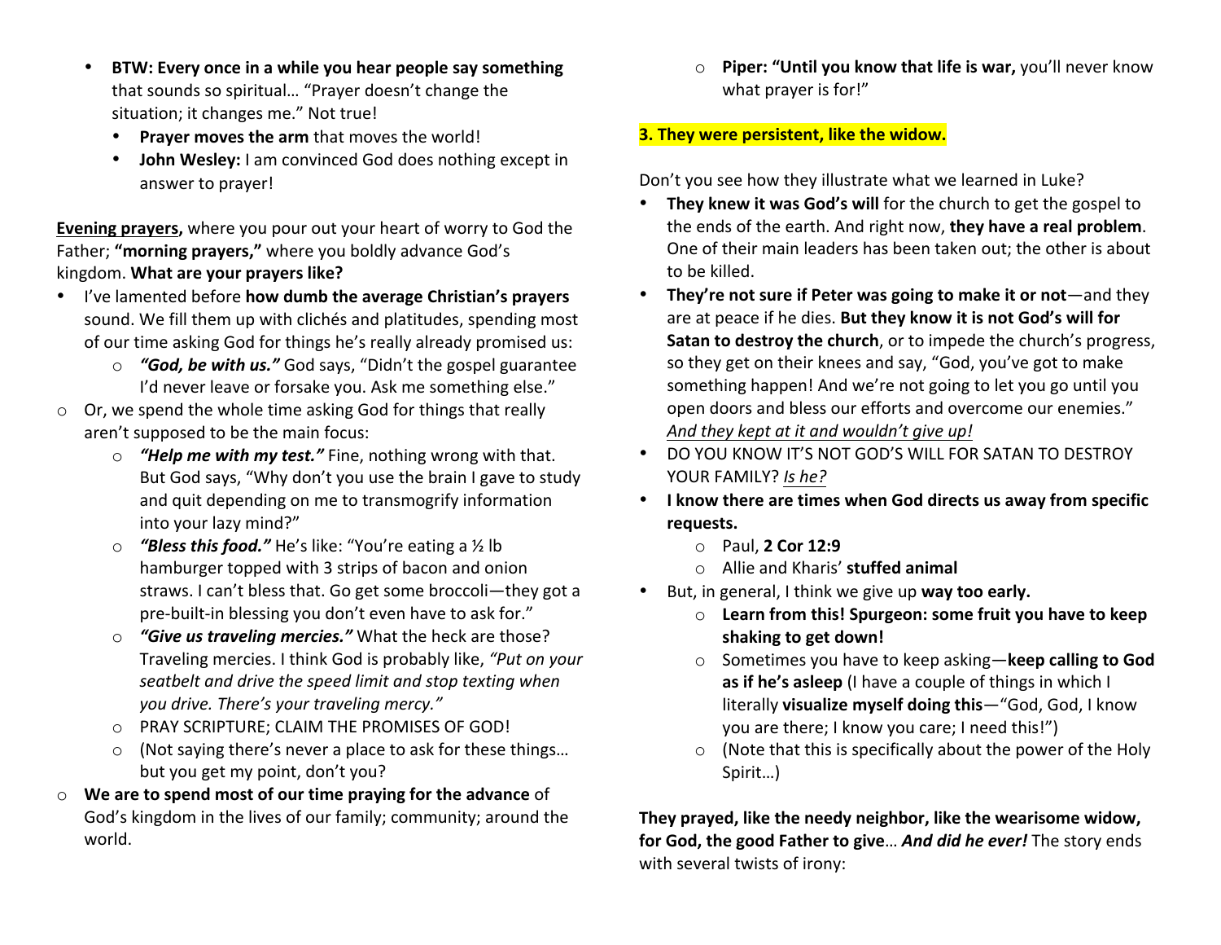- **BTW: Every once in a while you hear people say something** that sounds so spiritual… "Prayer doesn't change the situation; it changes me." Not true!
  - **Prayer moves the arm** that moves the world!
  - **John Wesley:** I am convinced God does nothing except in answer to prayer!

<u>**Evening prayers,**</u> where you pour out your heart of worry to God the Father; **"morning prayers,"** where you boldly advance God's kingdom. **What are your prayers like?**

- I've lamented before **how dumb the average Christian's prayers** sound. We fill them up with clichés and platitudes, spending most of our time asking God for things he's really already promised us:
  - ***"God, be with us."*** God says, "Didn't the gospel guarantee I'd never leave or forsake you. Ask me something else."
- Or, we spend the whole time asking God for things that really aren't supposed to be the main focus:
  - ***"Help me with my test."*** Fine, nothing wrong with that. But God says, "Why don't you use the brain I gave to study and quit depending on me to transmogrify information into your lazy mind?"
  - ***"Bless this food."*** He's like: "You're eating a ½ lb hamburger topped with 3 strips of bacon and onion straws. I can't bless that. Go get some broccoli—they got a pre-built-in blessing you don't even have to ask for."
  - ***"Give us traveling mercies."*** What the heck are those? Traveling mercies. I think God is probably like, *"Put on your seatbelt and drive the speed limit and stop texting when you drive. There's your traveling mercy."*
  - PRAY SCRIPTURE; CLAIM THE PROMISES OF GOD!
  - (Not saying there's never a place to ask for these things… but you get my point, don't you?
- **We are to spend most of our time praying for the advance** of God's kingdom in the lives of our family; community; around the world.
  - **Piper: "Until you know that life is war,** you'll never know what prayer is for!"

**3. They were persistent, like the widow.**

Don't you see how they illustrate what we learned in Luke?

- **They knew it was God's will** for the church to get the gospel to the ends of the earth. And right now, **they have a real problem**. One of their main leaders has been taken out; the other is about to be killed.
- **They're not sure if Peter was going to make it or not**—and they are at peace if he dies. **But they know it is not God's will for Satan to destroy the church**, or to impede the church's progress, so they get on their knees and say, "God, you've got to make something happen! And we're not going to let you go until you open doors and bless our efforts and overcome our enemies." <u>*And they kept at it and wouldn't give up!*</u>
- DO YOU KNOW IT'S NOT GOD'S WILL FOR SATAN TO DESTROY YOUR FAMILY? <u>*Is he?*</u>
- **I know there are times when God directs us away from specific requests.**
  - Paul, **2 Cor 12:9**
  - Allie and Kharis' **stuffed animal**
- But, in general, I think we give up **way too early.**
  - **Learn from this! Spurgeon: some fruit you have to keep shaking to get down!**
  - Sometimes you have to keep asking—**keep calling to God as if he's asleep** (I have a couple of things in which I literally **visualize myself doing this**—"God, God, I know you are there; I know you care; I need this!")
  - (Note that this is specifically about the power of the Holy Spirit…)

**They prayed, like the needy neighbor, like the wearisome widow, for God, the good Father to give**… ***And did he ever!*** The story ends with several twists of irony: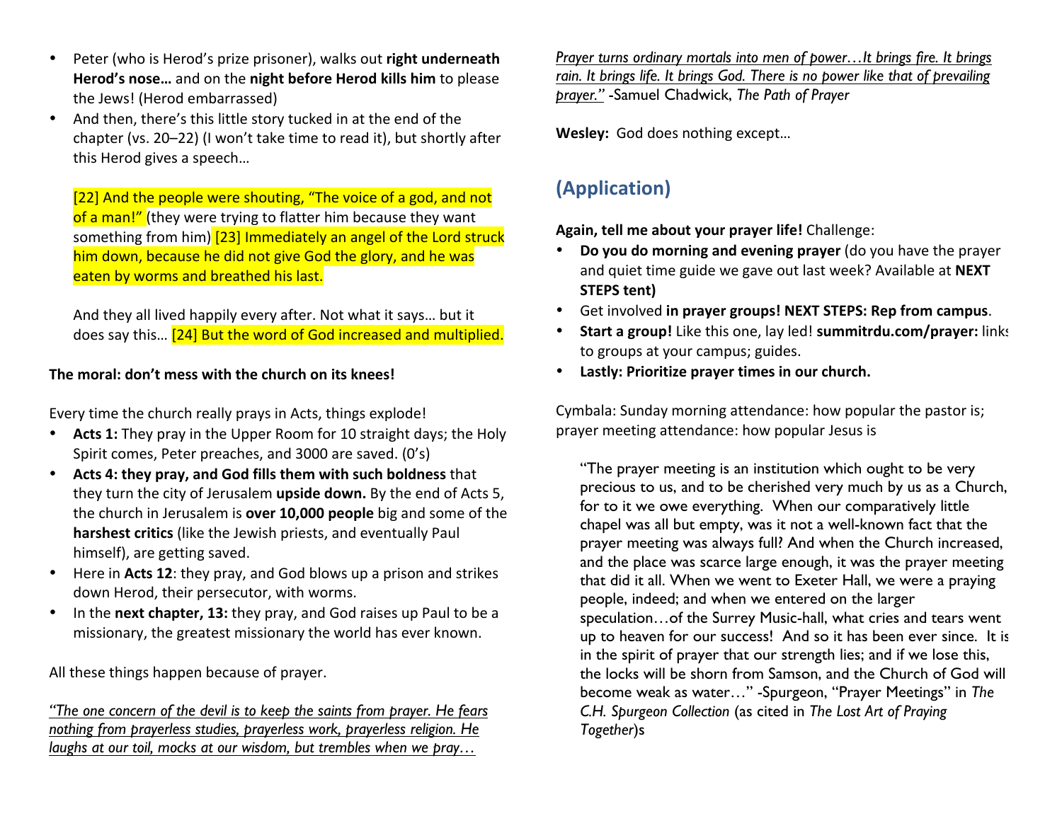- Peter (who is Herod's prize prisoner), walks out **right underneath Herod's nose…** and on the **night before Herod kills him** to please the Jews! (Herod embarrassed)
- And then, there's this little story tucked in at the end of the chapter (vs. 20–22) (I won't take time to read it), but shortly after this Herod gives a speech…

  [22] And the people were shouting, "The voice of a god, and not of a man!" (they were trying to flatter him because they want something from him) [23] Immediately an angel of the Lord struck him down, because he did not give God the glory, and he was eaten by worms and breathed his last.

  And they all lived happily every after. Not what it says… but it does say this… [24] But the word of God increased and multiplied.

**The moral: don't mess with the church on its knees!**

Every time the church really prays in Acts, things explode!

- **Acts 1:** They pray in the Upper Room for 10 straight days; the Holy Spirit comes, Peter preaches, and 3000 are saved. (0's)
- **Acts 4: they pray, and God fills them with such boldness** that they turn the city of Jerusalem **upside down.** By the end of Acts 5, the church in Jerusalem is **over 10,000 people** big and some of the **harshest critics** (like the Jewish priests, and eventually Paul himself), are getting saved.
- Here in **Acts 12**: they pray, and God blows up a prison and strikes down Herod, their persecutor, with worms.
- In the **next chapter, 13:** they pray, and God raises up Paul to be a missionary, the greatest missionary the world has ever known.

All these things happen because of prayer.

*"The one concern of the devil is to keep the saints from prayer. He fears nothing from prayerless studies, prayerless work, prayerless religion. He laughs at our toil, mocks at our wisdom, but trembles when we pray… Prayer turns ordinary mortals into men of power…It brings fire. It brings rain. It brings life. It brings God. There is no power like that of prevailing prayer."* -Samuel Chadwick, *The Path of Prayer*

**Wesley:** God does nothing except…

## (Application)

**Again, tell me about your prayer life!** Challenge:

- **Do you do morning and evening prayer** (do you have the prayer and quiet time guide we gave out last week? Available at **NEXT STEPS tent)**
- Get involved **in prayer groups! NEXT STEPS: Rep from campus**.
- **Start a group!** Like this one, lay led! **summitrdu.com/prayer:** links to groups at your campus; guides.
- **Lastly: Prioritize prayer times in our church.**

Cymbala: Sunday morning attendance: how popular the pastor is; prayer meeting attendance: how popular Jesus is

> "The prayer meeting is an institution which ought to be very precious to us, and to be cherished very much by us as a Church, for to it we owe everything. When our comparatively little chapel was all but empty, was it not a well-known fact that the prayer meeting was always full? And when the Church increased, and the place was scarce large enough, it was the prayer meeting that did it all. When we went to Exeter Hall, we were a praying people, indeed; and when we entered on the larger speculation…of the Surrey Music-hall, what cries and tears went up to heaven for our success! And so it has been ever since. It is in the spirit of prayer that our strength lies; and if we lose this, the locks will be shorn from Samson, and the Church of God will become weak as water…" -Spurgeon, "Prayer Meetings" in *The C.H. Spurgeon Collection* (as cited in *The Lost Art of Praying Together*)s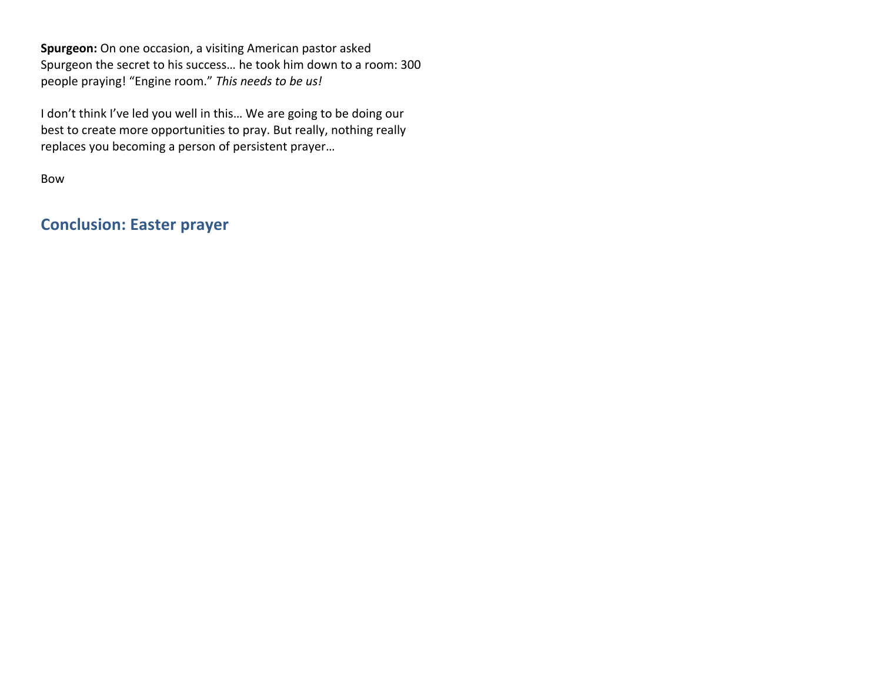**Spurgeon:** On one occasion, a visiting American pastor asked Spurgeon the secret to his success… he took him down to a room: 300 people praying! “Engine room.” *This needs to be us!*

I don’t think I’ve led you well in this… We are going to be doing our best to create more opportunities to pray. But really, nothing really replaces you becoming a person of persistent prayer…

Bow

## Conclusion: Easter prayer